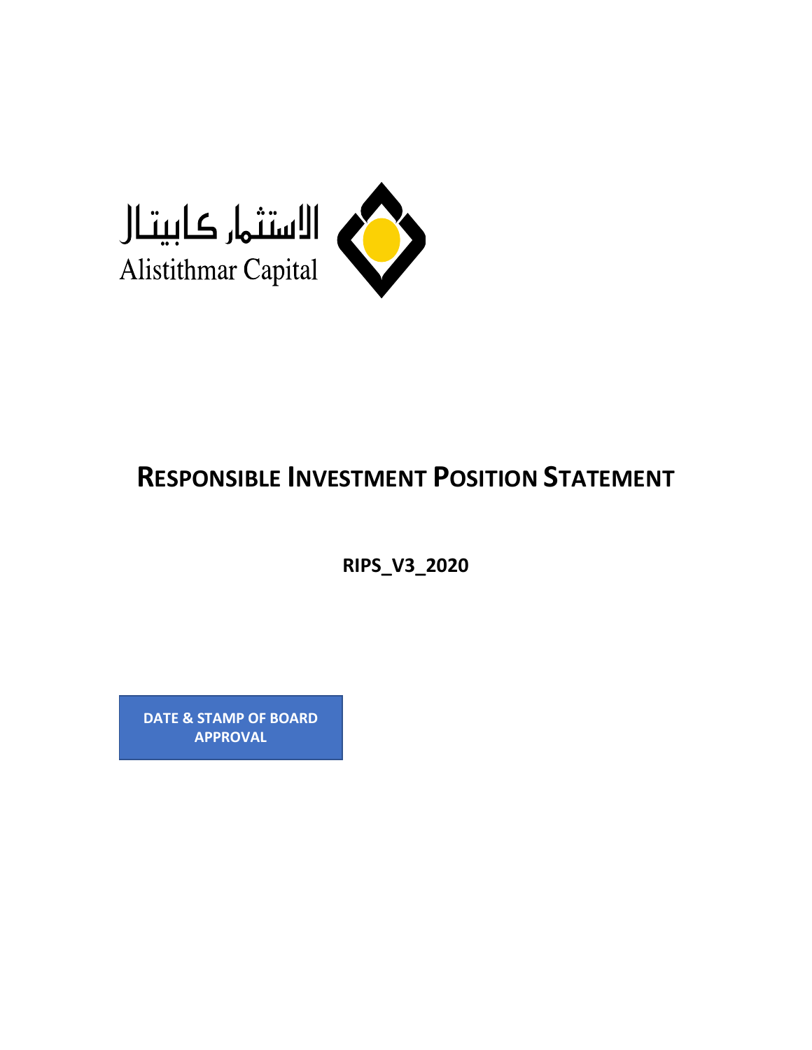الاستثمار كابيتال
Alistithmar Capital

# RESPONSIBLE INVESTMENT POSITION STATEMENT

**RIPS_V3_2020**

**DATE & STAMP OF BOARD APPROVAL**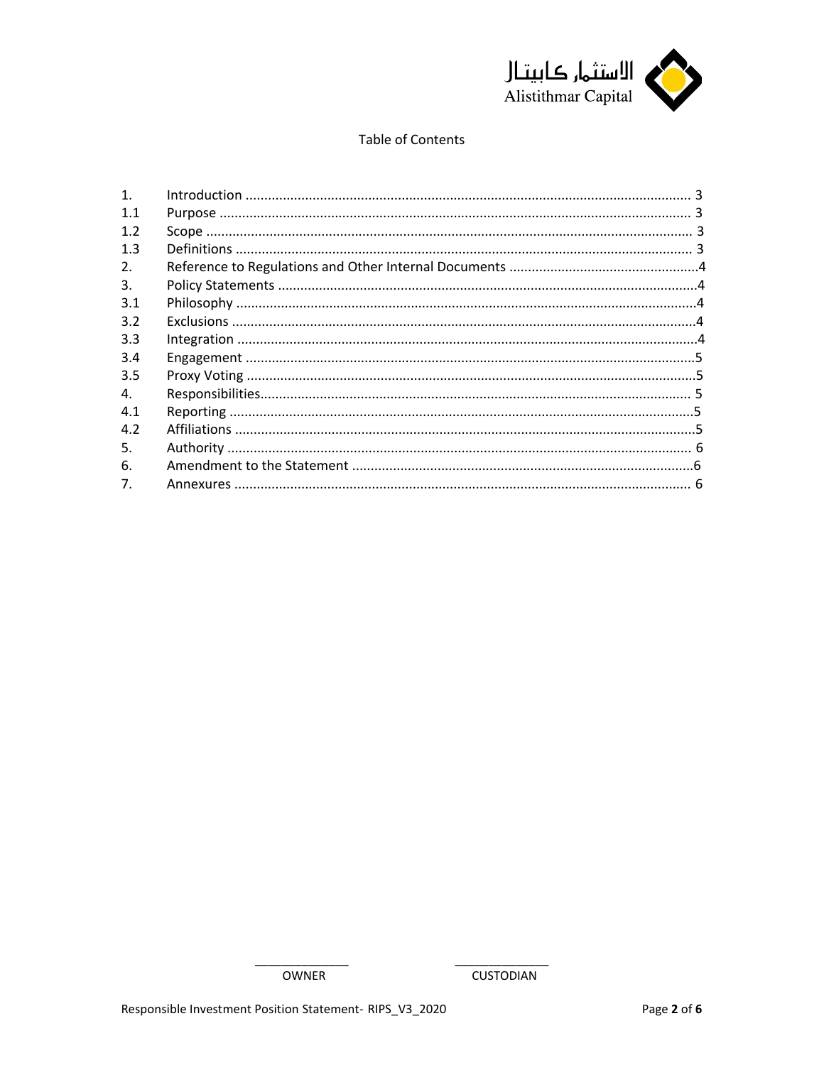## Table of Contents

| | | |
|---|---|---|
| 1. | Introduction | 3 |
| 1.1 | Purpose | 3 |
| 1.2 | Scope | 3 |
| 1.3 | Definitions | 3 |
| 2. | Reference to Regulations and Other Internal Documents | 4 |
| 3. | Policy Statements | 4 |
| 3.1 | Philosophy | 4 |
| 3.2 | Exclusions | 4 |
| 3.3 | Integration | 4 |
| 3.4 | Engagement | 5 |
| 3.5 | Proxy Voting | 5 |
| 4. | Responsibilities | 5 |
| 4.1 | Reporting | 5 |
| 4.2 | Affiliations | 5 |
| 5. | Authority | 6 |
| 6. | Amendment to the Statement | 6 |
| 7. | Annexures | 6 |

_____________ OWNER

_____________ CUSTODIAN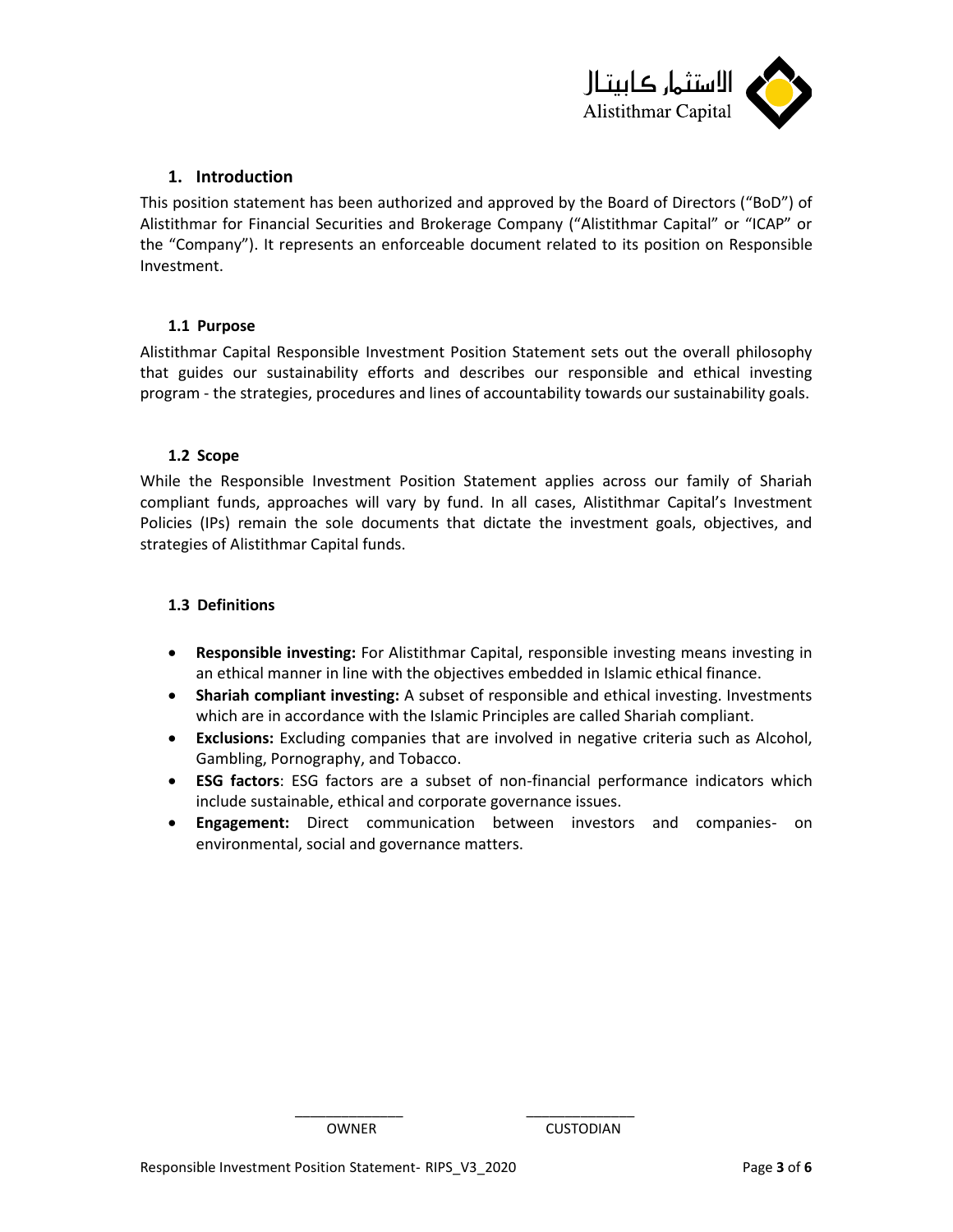## 1. Introduction

This position statement has been authorized and approved by the Board of Directors ("BoD") of Alistithmar for Financial Securities and Brokerage Company ("Alistithmar Capital" or "ICAP" or the "Company"). It represents an enforceable document related to its position on Responsible Investment.

### 1.1 Purpose

Alistithmar Capital Responsible Investment Position Statement sets out the overall philosophy that guides our sustainability efforts and describes our responsible and ethical investing program - the strategies, procedures and lines of accountability towards our sustainability goals.

### 1.2 Scope

While the Responsible Investment Position Statement applies across our family of Shariah compliant funds, approaches will vary by fund. In all cases, Alistithmar Capital's Investment Policies (IPs) remain the sole documents that dictate the investment goals, objectives, and strategies of Alistithmar Capital funds.

### 1.3 Definitions

- **Responsible investing:** For Alistithmar Capital, responsible investing means investing in an ethical manner in line with the objectives embedded in Islamic ethical finance.
- **Shariah compliant investing:** A subset of responsible and ethical investing. Investments which are in accordance with the Islamic Principles are called Shariah compliant.
- **Exclusions:** Excluding companies that are involved in negative criteria such as Alcohol, Gambling, Pornography, and Tobacco.
- **ESG factors**: ESG factors are a subset of non-financial performance indicators which include sustainable, ethical and corporate governance issues.
- **Engagement:** Direct communication between investors and companies- on environmental, social and governance matters.

______________ OWNER ______________ CUSTODIAN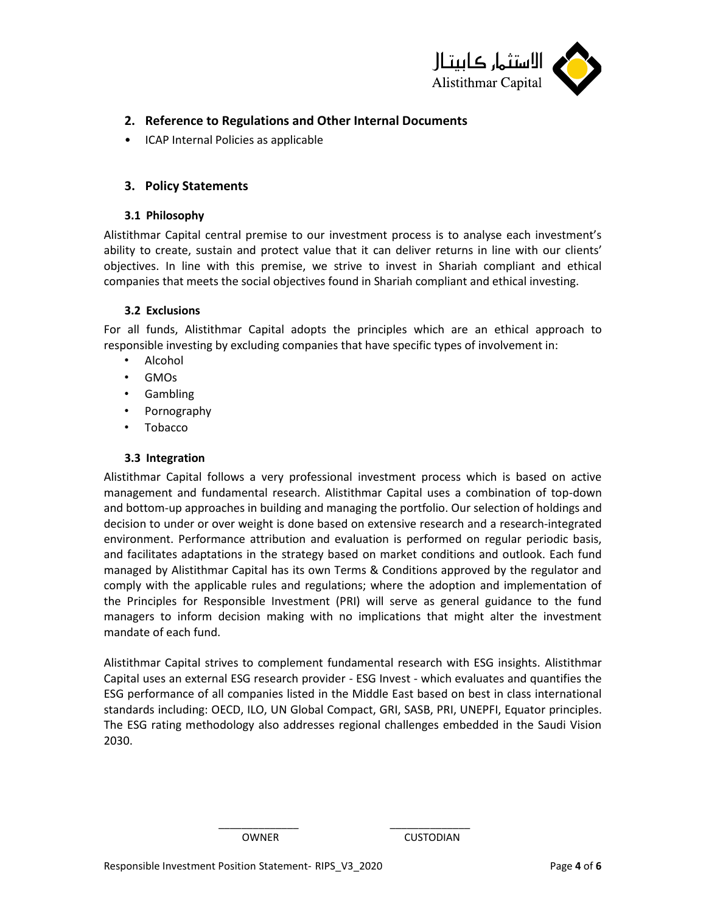## 2. Reference to Regulations and Other Internal Documents

- ICAP Internal Policies as applicable

## 3. Policy Statements

### 3.1 Philosophy

Alistithmar Capital central premise to our investment process is to analyse each investment's ability to create, sustain and protect value that it can deliver returns in line with our clients' objectives. In line with this premise, we strive to invest in Shariah compliant and ethical companies that meets the social objectives found in Shariah compliant and ethical investing.

### 3.2 Exclusions

For all funds, Alistithmar Capital adopts the principles which are an ethical approach to responsible investing by excluding companies that have specific types of involvement in:

- Alcohol
- GMOs
- Gambling
- Pornography
- Tobacco

### 3.3 Integration

Alistithmar Capital follows a very professional investment process which is based on active management and fundamental research. Alistithmar Capital uses a combination of top-down and bottom-up approaches in building and managing the portfolio. Our selection of holdings and decision to under or over weight is done based on extensive research and a research-integrated environment. Performance attribution and evaluation is performed on regular periodic basis, and facilitates adaptations in the strategy based on market conditions and outlook. Each fund managed by Alistithmar Capital has its own Terms & Conditions approved by the regulator and comply with the applicable rules and regulations; where the adoption and implementation of the Principles for Responsible Investment (PRI) will serve as general guidance to the fund managers to inform decision making with no implications that might alter the investment mandate of each fund.

Alistithmar Capital strives to complement fundamental research with ESG insights. Alistithmar Capital uses an external ESG research provider - ESG Invest - which evaluates and quantifies the ESG performance of all companies listed in the Middle East based on best in class international standards including: OECD, ILO, UN Global Compact, GRI, SASB, PRI, UNEPFI, Equator principles. The ESG rating methodology also addresses regional challenges embedded in the Saudi Vision 2030.

_____________ OWNER _____________ CUSTODIAN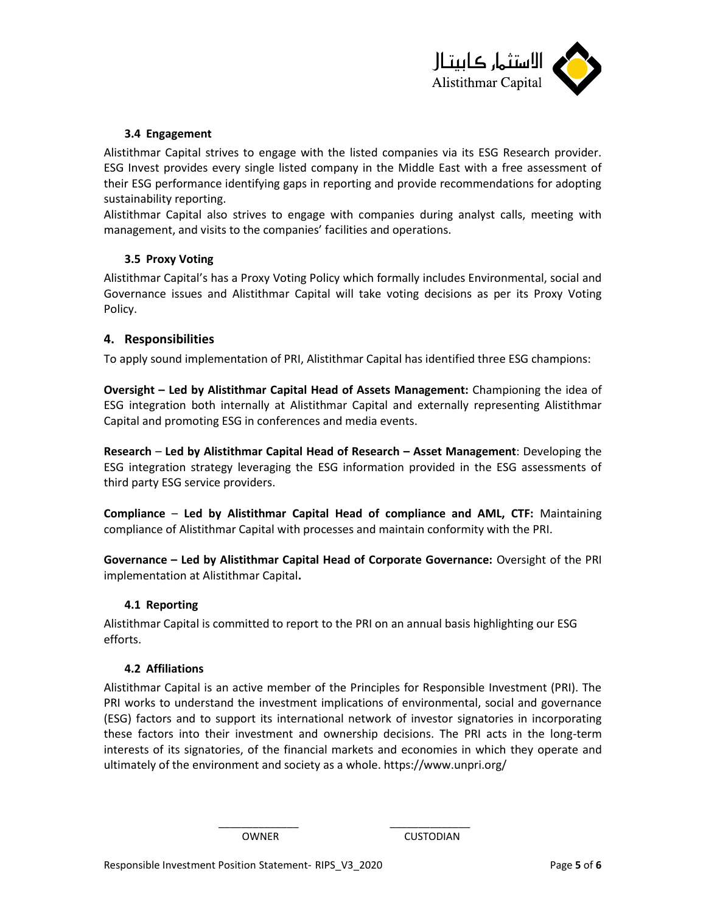### 3.4 Engagement

Alistithmar Capital strives to engage with the listed companies via its ESG Research provider. ESG Invest provides every single listed company in the Middle East with a free assessment of their ESG performance identifying gaps in reporting and provide recommendations for adopting sustainability reporting.

Alistithmar Capital also strives to engage with companies during analyst calls, meeting with management, and visits to the companies' facilities and operations.

### 3.5 Proxy Voting

Alistithmar Capital's has a Proxy Voting Policy which formally includes Environmental, social and Governance issues and Alistithmar Capital will take voting decisions as per its Proxy Voting Policy.

## 4. Responsibilities

To apply sound implementation of PRI, Alistithmar Capital has identified three ESG champions:

**Oversight – Led by Alistithmar Capital Head of Assets Management:** Championing the idea of ESG integration both internally at Alistithmar Capital and externally representing Alistithmar Capital and promoting ESG in conferences and media events.

**Research** – **Led by Alistithmar Capital Head of Research – Asset Management**: Developing the ESG integration strategy leveraging the ESG information provided in the ESG assessments of third party ESG service providers.

**Compliance** – **Led by Alistithmar Capital Head of compliance and AML, CTF:** Maintaining compliance of Alistithmar Capital with processes and maintain conformity with the PRI.

**Governance – Led by Alistithmar Capital Head of Corporate Governance:** Oversight of the PRI implementation at Alistithmar Capital**.**

### 4.1 Reporting

Alistithmar Capital is committed to report to the PRI on an annual basis highlighting our ESG efforts.

### 4.2 Affiliations

Alistithmar Capital is an active member of the Principles for Responsible Investment (PRI). The PRI works to understand the investment implications of environmental, social and governance (ESG) factors and to support its international network of investor signatories in incorporating these factors into their investment and ownership decisions. The PRI acts in the long-term interests of its signatories, of the financial markets and economies in which they operate and ultimately of the environment and society as a whole. https://www.unpri.org/

______________ ______________
OWNER CUSTODIAN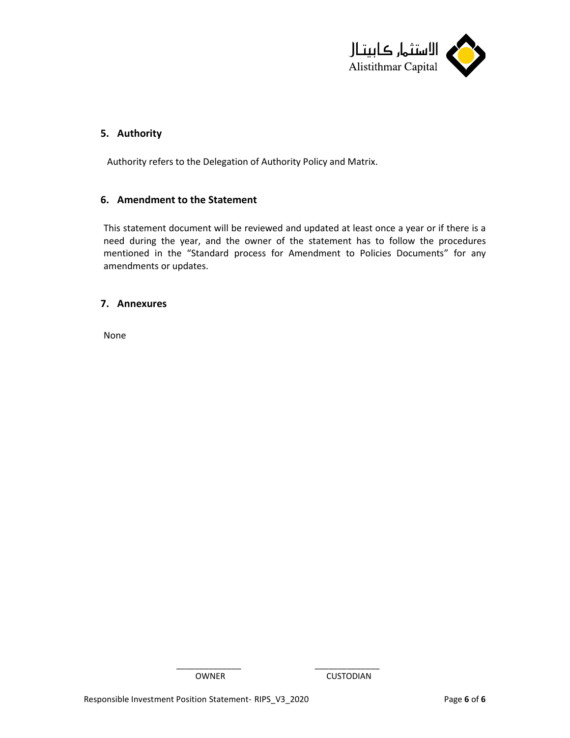## 5. Authority

Authority refers to the Delegation of Authority Policy and Matrix.

## 6. Amendment to the Statement

This statement document will be reviewed and updated at least once a year or if there is a need during the year, and the owner of the statement has to follow the procedures mentioned in the “Standard process for Amendment to Policies Documents” for any amendments or updates.

## 7. Annexures

None

______________ ______________

OWNER CUSTODIAN